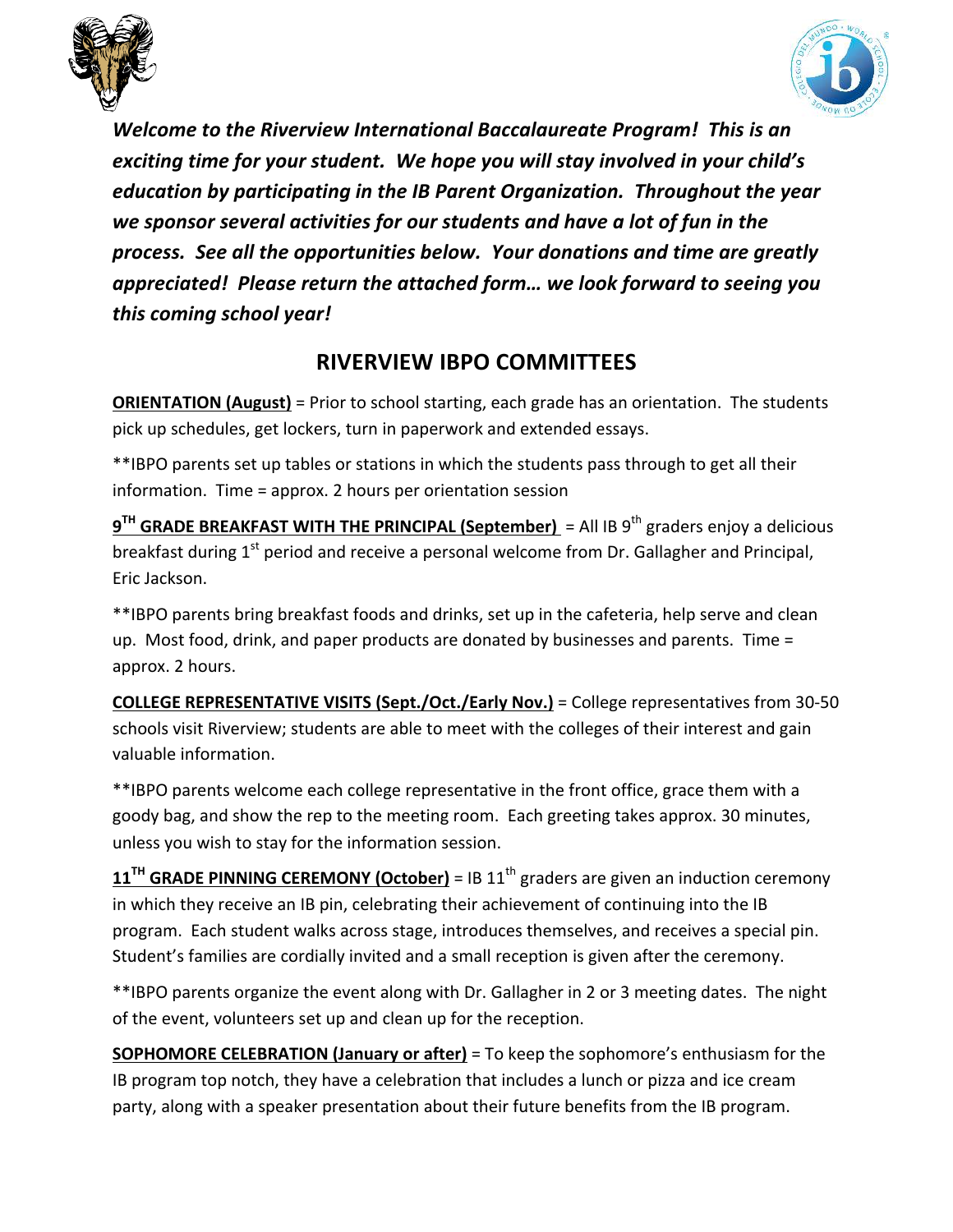***Welcome to the Riverview International Baccalaureate Program! This is an exciting time for your student. We hope you will stay involved in your child's education by participating in the IB Parent Organization. Throughout the year we sponsor several activities for our students and have a lot of fun in the process. See all the opportunities below. Your donations and time are greatly appreciated! Please return the attached form… we look forward to seeing you this coming school year!***

## RIVERVIEW IBPO COMMITTEES

**ORIENTATION (August)** = Prior to school starting, each grade has an orientation. The students pick up schedules, get lockers, turn in paperwork and extended essays.

**IBPO parents set up tables or stations in which the students pass through to get all their information. Time = approx. 2 hours per orientation session

**9TH GRADE BREAKFAST WITH THE PRINCIPAL (September)** = All IB 9th graders enjoy a delicious breakfast during 1st period and receive a personal welcome from Dr. Gallagher and Principal, Eric Jackson.

**IBPO parents bring breakfast foods and drinks, set up in the cafeteria, help serve and clean up. Most food, drink, and paper products are donated by businesses and parents. Time = approx. 2 hours.

**COLLEGE REPRESENTATIVE VISITS (Sept./Oct./Early Nov.)** = College representatives from 30-50 schools visit Riverview; students are able to meet with the colleges of their interest and gain valuable information.

**IBPO parents welcome each college representative in the front office, grace them with a goody bag, and show the rep to the meeting room. Each greeting takes approx. 30 minutes, unless you wish to stay for the information session.

**11TH GRADE PINNING CEREMONY (October)** = IB 11th graders are given an induction ceremony in which they receive an IB pin, celebrating their achievement of continuing into the IB program. Each student walks across stage, introduces themselves, and receives a special pin. Student's families are cordially invited and a small reception is given after the ceremony.

**IBPO parents organize the event along with Dr. Gallagher in 2 or 3 meeting dates. The night of the event, volunteers set up and clean up for the reception.

**SOPHOMORE CELEBRATION (January or after)** = To keep the sophomore's enthusiasm for the IB program top notch, they have a celebration that includes a lunch or pizza and ice cream party, along with a speaker presentation about their future benefits from the IB program.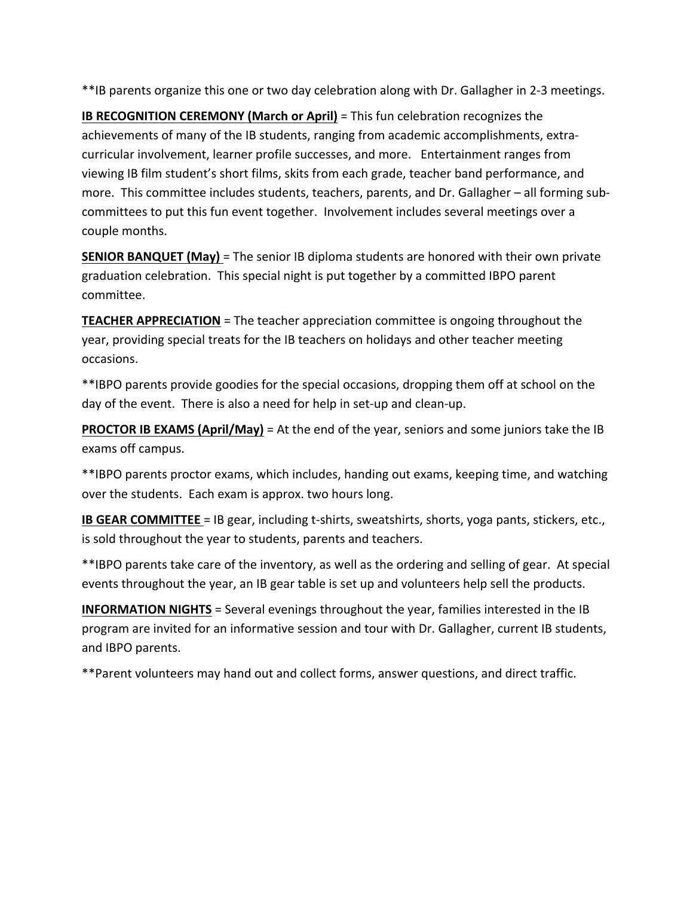**IB parents organize this one or two day celebration along with Dr. Gallagher in 2-3 meetings.

**<u>IB RECOGNITION CEREMONY (March or April)</u>** = This fun celebration recognizes the achievements of many of the IB students, ranging from academic accomplishments, extra-curricular involvement, learner profile successes, and more. Entertainment ranges from viewing IB film student's short films, skits from each grade, teacher band performance, and more. This committee includes students, teachers, parents, and Dr. Gallagher – all forming sub-committees to put this fun event together. Involvement includes several meetings over a couple months.

**<u>SENIOR BANQUET (May)</u>** = The senior IB diploma students are honored with their own private graduation celebration. This special night is put together by a committed IBPO parent committee.

**<u>TEACHER APPRECIATION</u>** = The teacher appreciation committee is ongoing throughout the year, providing special treats for the IB teachers on holidays and other teacher meeting occasions.

**IBPO parents provide goodies for the special occasions, dropping them off at school on the day of the event. There is also a need for help in set-up and clean-up.

**<u>PROCTOR IB EXAMS (April/May)</u>** = At the end of the year, seniors and some juniors take the IB exams off campus.

**IBPO parents proctor exams, which includes, handing out exams, keeping time, and watching over the students. Each exam is approx. two hours long.

**<u>IB GEAR COMMITTEE</u>** = IB gear, including t-shirts, sweatshirts, shorts, yoga pants, stickers, etc., is sold throughout the year to students, parents and teachers.

**IBPO parents take care of the inventory, as well as the ordering and selling of gear. At special events throughout the year, an IB gear table is set up and volunteers help sell the products.

**<u>INFORMATION NIGHTS</u>** = Several evenings throughout the year, families interested in the IB program are invited for an informative session and tour with Dr. Gallagher, current IB students, and IBPO parents.

**Parent volunteers may hand out and collect forms, answer questions, and direct traffic.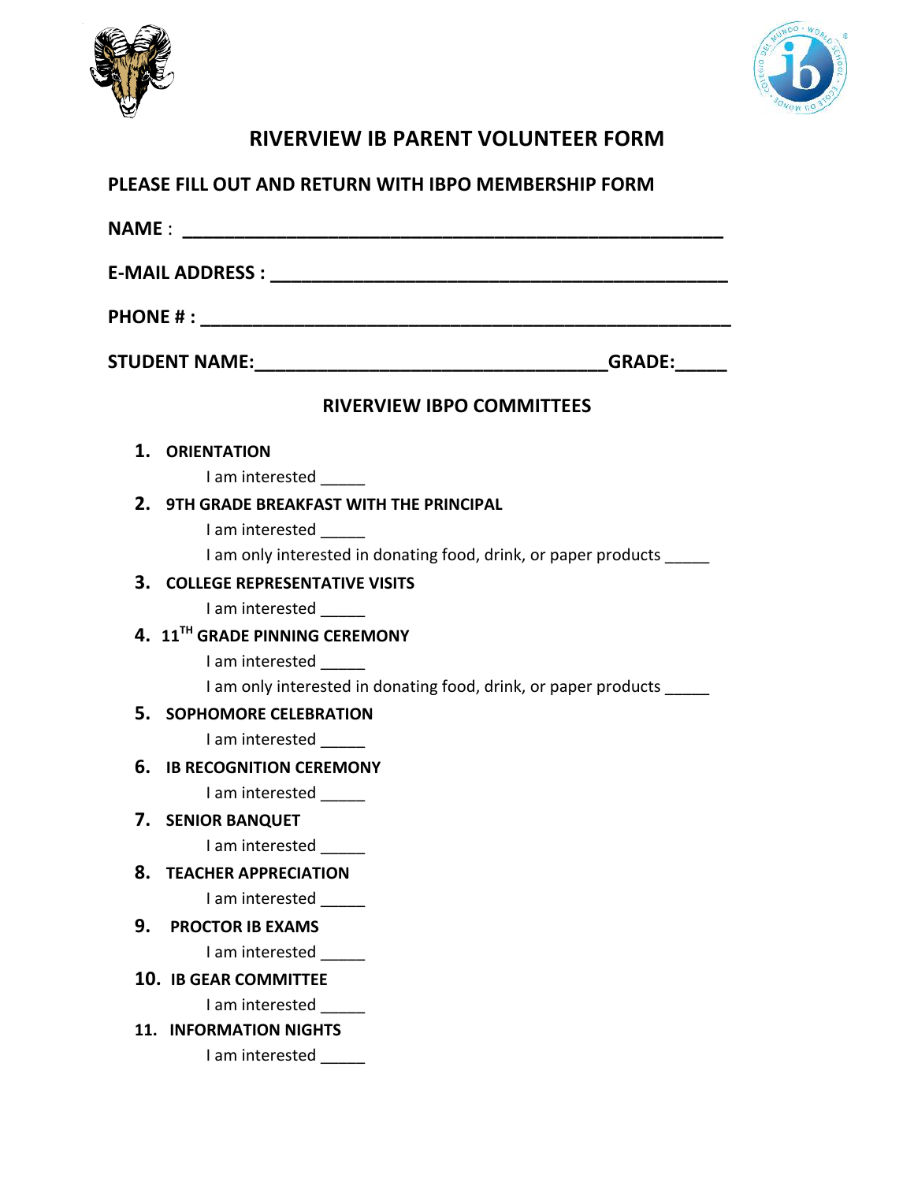# RIVERVIEW IB PARENT VOLUNTEER FORM

**PLEASE FILL OUT AND RETURN WITH IBPO MEMBERSHIP FORM**

**NAME** : ______________________________________________________

**E-MAIL ADDRESS :** ____________________________________________

**PHONE # :** _____________________________________________________

**STUDENT NAME:**___________________________________**GRADE:**_____

## RIVERVIEW IBPO COMMITTEES

1. **ORIENTATION**

   I am interested _____

2. **9TH GRADE BREAKFAST WITH THE PRINCIPAL**

   I am interested _____

   I am only interested in donating food, drink, or paper products _____

3. **COLLEGE REPRESENTATIVE VISITS**

   I am interested _____

4. **11TH GRADE PINNING CEREMONY**

   I am interested _____

   I am only interested in donating food, drink, or paper products _____

5. **SOPHOMORE CELEBRATION**

   I am interested _____

6. **IB RECOGNITION CEREMONY**

   I am interested _____

7. **SENIOR BANQUET**

   I am interested _____

8. **TEACHER APPRECIATION**

   I am interested _____

9. **PROCTOR IB EXAMS**

   I am interested _____

10. **IB GEAR COMMITTEE**

    I am interested _____

11. **INFORMATION NIGHTS**

    I am interested _____